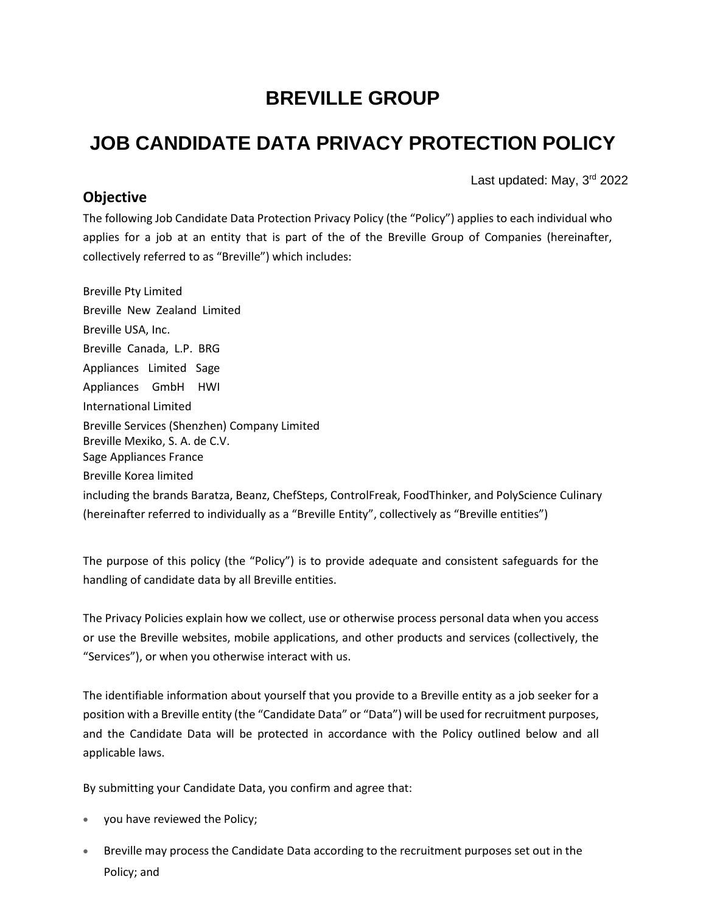# BREVILLE GROUP

# JOB CANDIDATE DATA PRIVACY PROTECTION POLICY

Last updated: May, 3rd 2022

## Objective

The following Job Candidate Data Protection Privacy Policy (the "Policy") applies to each individual who applies for a job at an entity that is part of the of the Breville Group of Companies (hereinafter, collectively referred to as "Breville") which includes:

Breville Pty Limited
Breville New Zealand Limited
Breville USA, Inc.
Breville Canada, L.P. BRG
Appliances Limited Sage
Appliances GmbH HWI
International Limited
Breville Services (Shenzhen) Company Limited
Breville Mexiko, S. A. de C.V.
Sage Appliances France
Breville Korea limited
including the brands Baratza, Beanz, ChefSteps, ControlFreak, FoodThinker, and PolyScience Culinary (hereinafter referred to individually as a "Breville Entity", collectively as "Breville entities")

The purpose of this policy (the "Policy") is to provide adequate and consistent safeguards for the handling of candidate data by all Breville entities.

The Privacy Policies explain how we collect, use or otherwise process personal data when you access or use the Breville websites, mobile applications, and other products and services (collectively, the "Services"), or when you otherwise interact with us.

The identifiable information about yourself that you provide to a Breville entity as a job seeker for a position with a Breville entity (the "Candidate Data" or "Data") will be used for recruitment purposes, and the Candidate Data will be protected in accordance with the Policy outlined below and all applicable laws.

By submitting your Candidate Data, you confirm and agree that:

- you have reviewed the Policy;
- Breville may process the Candidate Data according to the recruitment purposes set out in the Policy; and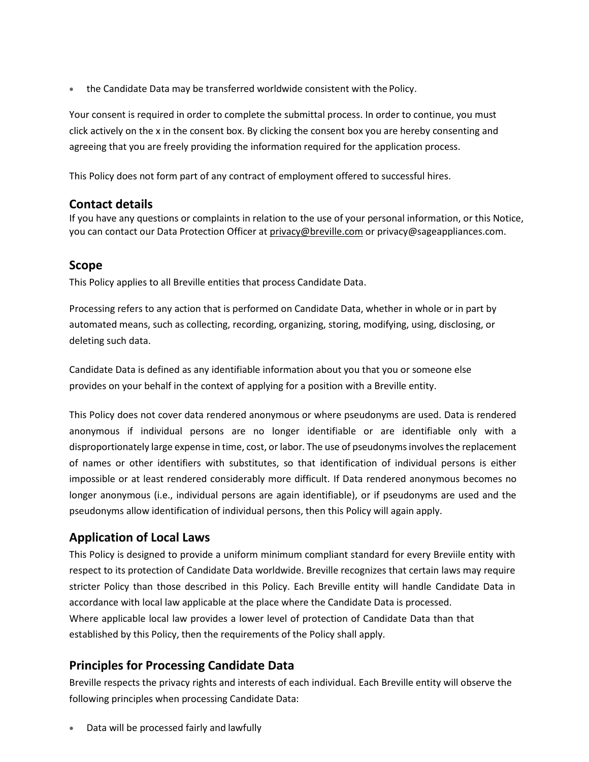- the Candidate Data may be transferred worldwide consistent with the Policy.

Your consent is required in order to complete the submittal process. In order to continue, you must click actively on the x in the consent box. By clicking the consent box you are hereby consenting and agreeing that you are freely providing the information required for the application process.

This Policy does not form part of any contract of employment offered to successful hires.

## Contact details

If you have any questions or complaints in relation to the use of your personal information, or this Notice, you can contact our Data Protection Officer at privacy@breville.com or privacy@sageappliances.com.

## Scope

This Policy applies to all Breville entities that process Candidate Data.

Processing refers to any action that is performed on Candidate Data, whether in whole or in part by automated means, such as collecting, recording, organizing, storing, modifying, using, disclosing, or deleting such data.

Candidate Data is defined as any identifiable information about you that you or someone else provides on your behalf in the context of applying for a position with a Breville entity.

This Policy does not cover data rendered anonymous or where pseudonyms are used. Data is rendered anonymous if individual persons are no longer identifiable or are identifiable only with a disproportionately large expense in time, cost, or labor. The use of pseudonyms involves the replacement of names or other identifiers with substitutes, so that identification of individual persons is either impossible or at least rendered considerably more difficult. If Data rendered anonymous becomes no longer anonymous (i.e., individual persons are again identifiable), or if pseudonyms are used and the pseudonyms allow identification of individual persons, then this Policy will again apply.

## Application of Local Laws

This Policy is designed to provide a uniform minimum compliant standard for every Breviile entity with respect to its protection of Candidate Data worldwide. Breville recognizes that certain laws may require stricter Policy than those described in this Policy. Each Breville entity will handle Candidate Data in accordance with local law applicable at the place where the Candidate Data is processed.
Where applicable local law provides a lower level of protection of Candidate Data than that established by this Policy, then the requirements of the Policy shall apply.

## Principles for Processing Candidate Data

Breville respects the privacy rights and interests of each individual. Each Breville entity will observe the following principles when processing Candidate Data:

- Data will be processed fairly and lawfully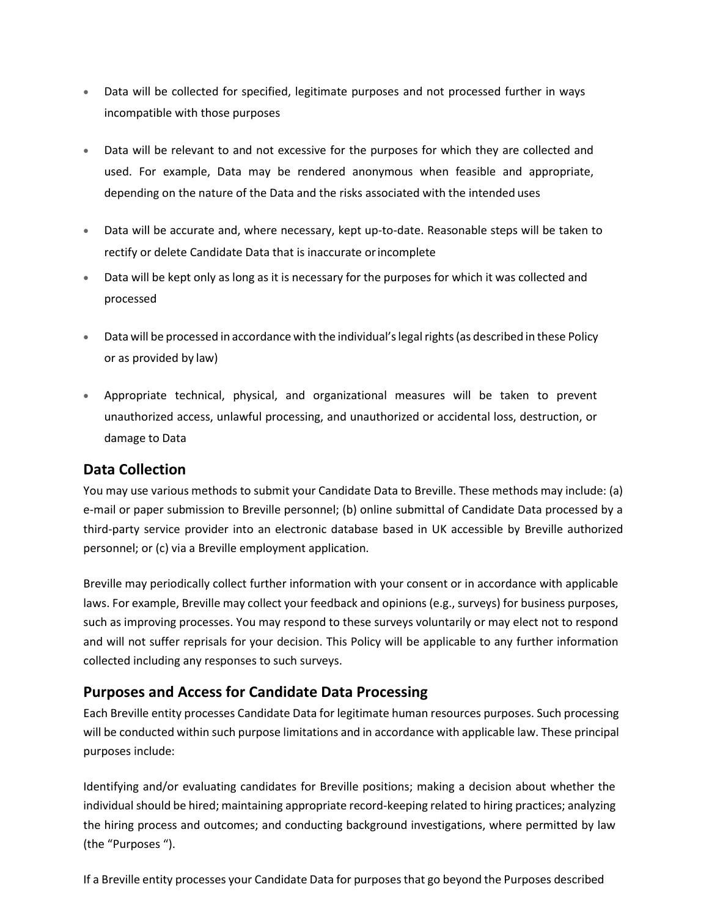- Data will be collected for specified, legitimate purposes and not processed further in ways incompatible with those purposes
- Data will be relevant to and not excessive for the purposes for which they are collected and used. For example, Data may be rendered anonymous when feasible and appropriate, depending on the nature of the Data and the risks associated with the intended uses
- Data will be accurate and, where necessary, kept up-to-date. Reasonable steps will be taken to rectify or delete Candidate Data that is inaccurate or incomplete
- Data will be kept only as long as it is necessary for the purposes for which it was collected and processed
- Data will be processed in accordance with the individual's legal rights (as described in these Policy or as provided by law)
- Appropriate technical, physical, and organizational measures will be taken to prevent unauthorized access, unlawful processing, and unauthorized or accidental loss, destruction, or damage to Data

## Data Collection

You may use various methods to submit your Candidate Data to Breville. These methods may include: (a) e-mail or paper submission to Breville personnel; (b) online submittal of Candidate Data processed by a third-party service provider into an electronic database based in UK accessible by Breville authorized personnel; or (c) via a Breville employment application.

Breville may periodically collect further information with your consent or in accordance with applicable laws. For example, Breville may collect your feedback and opinions (e.g., surveys) for business purposes, such as improving processes. You may respond to these surveys voluntarily or may elect not to respond and will not suffer reprisals for your decision. This Policy will be applicable to any further information collected including any responses to such surveys.

## Purposes and Access for Candidate Data Processing

Each Breville entity processes Candidate Data for legitimate human resources purposes. Such processing will be conducted within such purpose limitations and in accordance with applicable law. These principal purposes include:

Identifying and/or evaluating candidates for Breville positions; making a decision about whether the individual should be hired; maintaining appropriate record-keeping related to hiring practices; analyzing the hiring process and outcomes; and conducting background investigations, where permitted by law (the "Purposes ").

If a Breville entity processes your Candidate Data for purposes that go beyond the Purposes described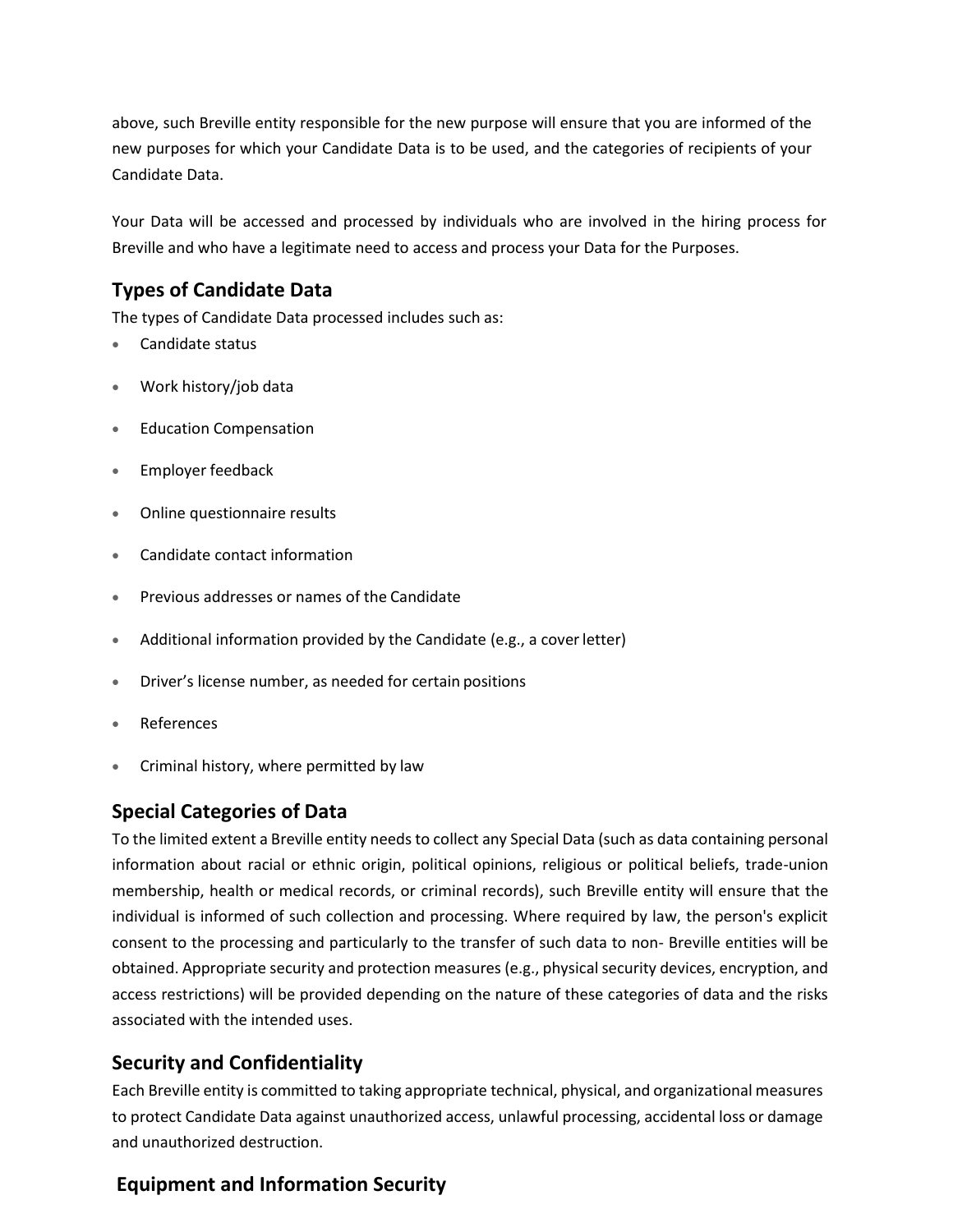above, such Breville entity responsible for the new purpose will ensure that you are informed of the new purposes for which your Candidate Data is to be used, and the categories of recipients of your Candidate Data.

Your Data will be accessed and processed by individuals who are involved in the hiring process for Breville and who have a legitimate need to access and process your Data for the Purposes.

## Types of Candidate Data

The types of Candidate Data processed includes such as:

- Candidate status
- Work history/job data
- Education Compensation
- Employer feedback
- Online questionnaire results
- Candidate contact information
- Previous addresses or names of the Candidate
- Additional information provided by the Candidate (e.g., a cover letter)
- Driver's license number, as needed for certain positions
- References
- Criminal history, where permitted by law

## Special Categories of Data

To the limited extent a Breville entity needs to collect any Special Data (such as data containing personal information about racial or ethnic origin, political opinions, religious or political beliefs, trade-union membership, health or medical records, or criminal records), such Breville entity will ensure that the individual is informed of such collection and processing. Where required by law, the person's explicit consent to the processing and particularly to the transfer of such data to non- Breville entities will be obtained. Appropriate security and protection measures (e.g., physical security devices, encryption, and access restrictions) will be provided depending on the nature of these categories of data and the risks associated with the intended uses.

## Security and Confidentiality

Each Breville entity is committed to taking appropriate technical, physical, and organizational measures to protect Candidate Data against unauthorized access, unlawful processing, accidental loss or damage and unauthorized destruction.

## Equipment and Information Security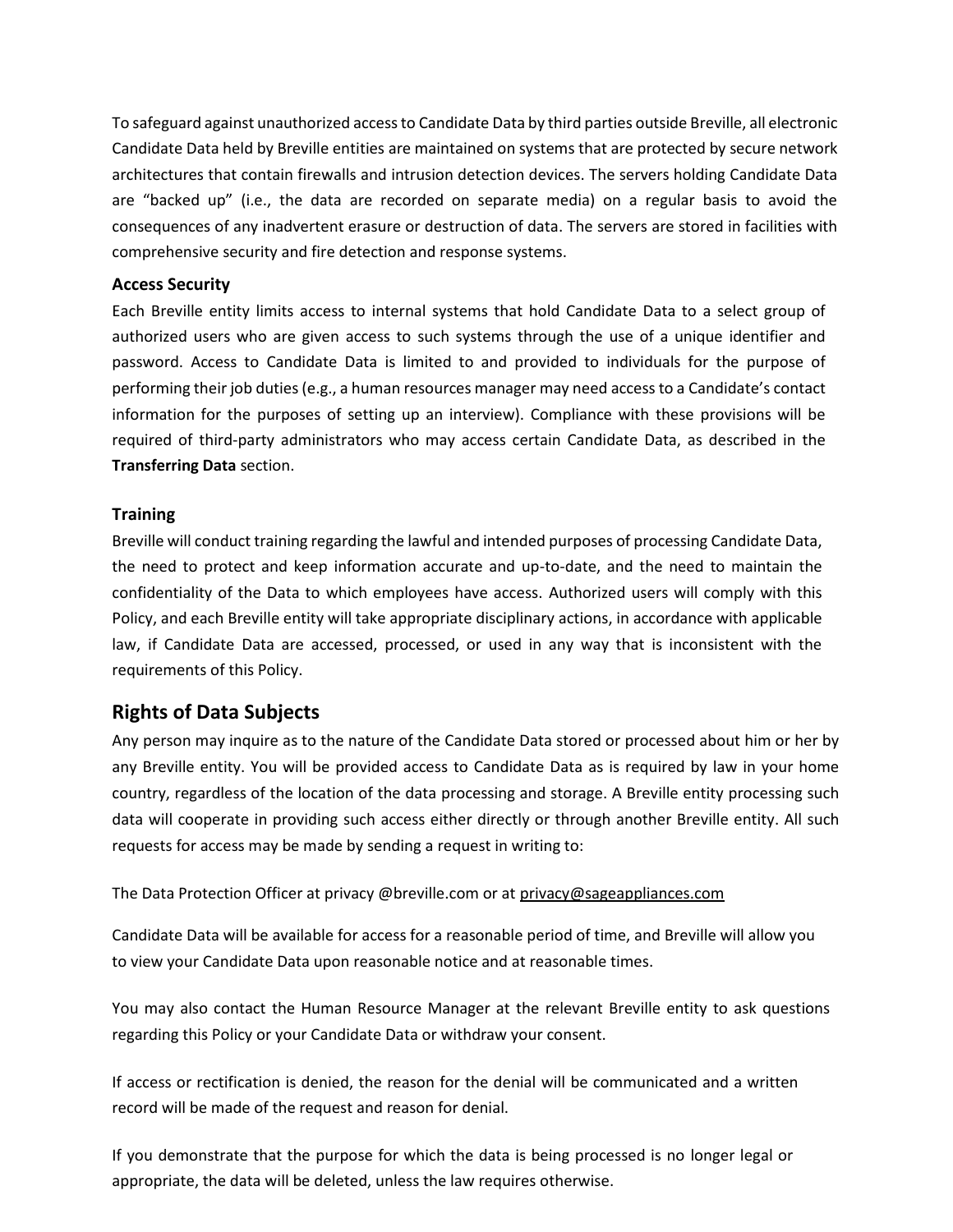To safeguard against unauthorized access to Candidate Data by third parties outside Breville, all electronic Candidate Data held by Breville entities are maintained on systems that are protected by secure network architectures that contain firewalls and intrusion detection devices. The servers holding Candidate Data are "backed up" (i.e., the data are recorded on separate media) on a regular basis to avoid the consequences of any inadvertent erasure or destruction of data. The servers are stored in facilities with comprehensive security and fire detection and response systems.

### Access Security

Each Breville entity limits access to internal systems that hold Candidate Data to a select group of authorized users who are given access to such systems through the use of a unique identifier and password. Access to Candidate Data is limited to and provided to individuals for the purpose of performing their job duties (e.g., a human resources manager may need access to a Candidate's contact information for the purposes of setting up an interview). Compliance with these provisions will be required of third-party administrators who may access certain Candidate Data, as described in the **Transferring Data** section.

### Training

Breville will conduct training regarding the lawful and intended purposes of processing Candidate Data, the need to protect and keep information accurate and up-to-date, and the need to maintain the confidentiality of the Data to which employees have access. Authorized users will comply with this Policy, and each Breville entity will take appropriate disciplinary actions, in accordance with applicable law, if Candidate Data are accessed, processed, or used in any way that is inconsistent with the requirements of this Policy.

## Rights of Data Subjects

Any person may inquire as to the nature of the Candidate Data stored or processed about him or her by any Breville entity. You will be provided access to Candidate Data as is required by law in your home country, regardless of the location of the data processing and storage. A Breville entity processing such data will cooperate in providing such access either directly or through another Breville entity. All such requests for access may be made by sending a request in writing to:

The Data Protection Officer at privacy @breville.com or at privacy@sageappliances.com

Candidate Data will be available for access for a reasonable period of time, and Breville will allow you to view your Candidate Data upon reasonable notice and at reasonable times.

You may also contact the Human Resource Manager at the relevant Breville entity to ask questions regarding this Policy or your Candidate Data or withdraw your consent.

If access or rectification is denied, the reason for the denial will be communicated and a written record will be made of the request and reason for denial.

If you demonstrate that the purpose for which the data is being processed is no longer legal or appropriate, the data will be deleted, unless the law requires otherwise.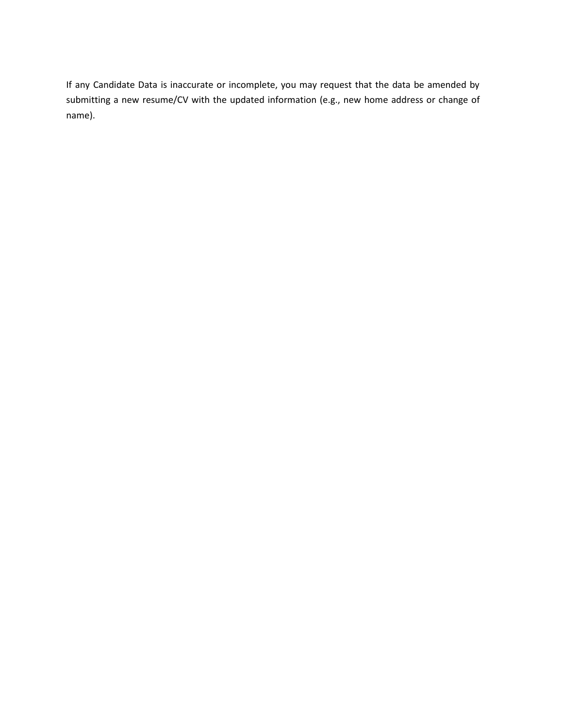If any Candidate Data is inaccurate or incomplete, you may request that the data be amended by submitting a new resume/CV with the updated information (e.g., new home address or change of name).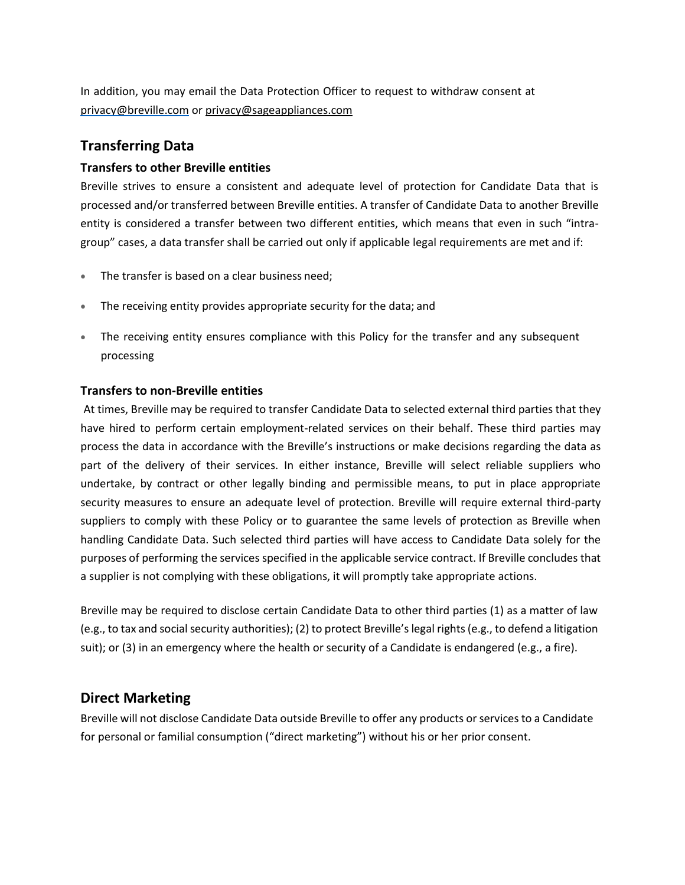In addition, you may email the Data Protection Officer to request to withdraw consent at privacy@breville.com or privacy@sageappliances.com

## Transferring Data

### Transfers to other Breville entities

Breville strives to ensure a consistent and adequate level of protection for Candidate Data that is processed and/or transferred between Breville entities. A transfer of Candidate Data to another Breville entity is considered a transfer between two different entities, which means that even in such "intra-group" cases, a data transfer shall be carried out only if applicable legal requirements are met and if:

- The transfer is based on a clear business need;
- The receiving entity provides appropriate security for the data; and
- The receiving entity ensures compliance with this Policy for the transfer and any subsequent processing

### Transfers to non-Breville entities

At times, Breville may be required to transfer Candidate Data to selected external third parties that they have hired to perform certain employment-related services on their behalf. These third parties may process the data in accordance with the Breville's instructions or make decisions regarding the data as part of the delivery of their services. In either instance, Breville will select reliable suppliers who undertake, by contract or other legally binding and permissible means, to put in place appropriate security measures to ensure an adequate level of protection. Breville will require external third-party suppliers to comply with these Policy or to guarantee the same levels of protection as Breville when handling Candidate Data. Such selected third parties will have access to Candidate Data solely for the purposes of performing the services specified in the applicable service contract. If Breville concludes that a supplier is not complying with these obligations, it will promptly take appropriate actions.

Breville may be required to disclose certain Candidate Data to other third parties (1) as a matter of law (e.g., to tax and social security authorities); (2) to protect Breville's legal rights (e.g., to defend a litigation suit); or (3) in an emergency where the health or security of a Candidate is endangered (e.g., a fire).

## Direct Marketing

Breville will not disclose Candidate Data outside Breville to offer any products or services to a Candidate for personal or familial consumption ("direct marketing") without his or her prior consent.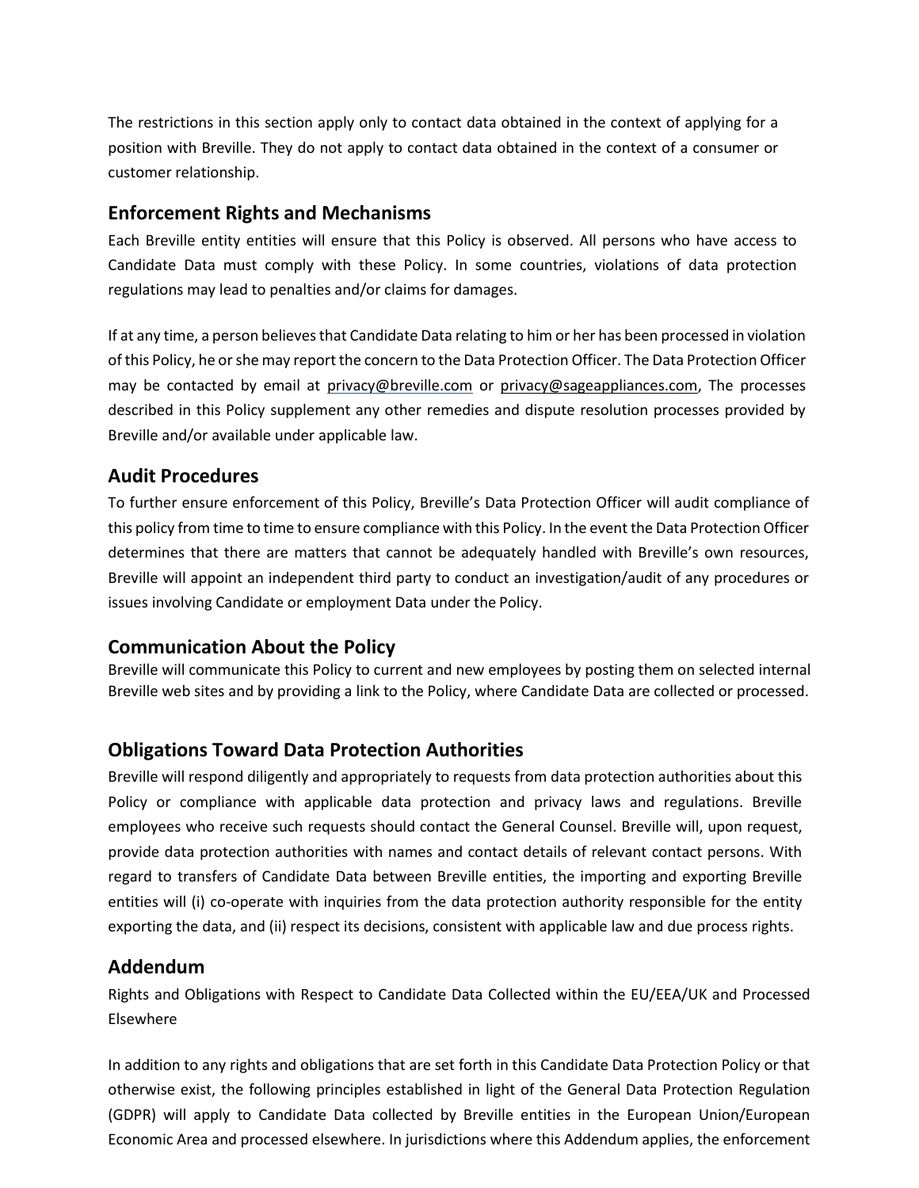The restrictions in this section apply only to contact data obtained in the context of applying for a position with Breville. They do not apply to contact data obtained in the context of a consumer or customer relationship.

## Enforcement Rights and Mechanisms

Each Breville entity entities will ensure that this Policy is observed. All persons who have access to Candidate Data must comply with these Policy. In some countries, violations of data protection regulations may lead to penalties and/or claims for damages.

If at any time, a person believes that Candidate Data relating to him or her has been processed in violation of this Policy, he or she may report the concern to the Data Protection Officer. The Data Protection Officer may be contacted by email at privacy@breville.com or privacy@sageappliances.com, The processes described in this Policy supplement any other remedies and dispute resolution processes provided by Breville and/or available under applicable law.

## Audit Procedures

To further ensure enforcement of this Policy, Breville's Data Protection Officer will audit compliance of this policy from time to time to ensure compliance with this Policy. In the event the Data Protection Officer determines that there are matters that cannot be adequately handled with Breville's own resources, Breville will appoint an independent third party to conduct an investigation/audit of any procedures or issues involving Candidate or employment Data under the Policy.

## Communication About the Policy

Breville will communicate this Policy to current and new employees by posting them on selected internal Breville web sites and by providing a link to the Policy, where Candidate Data are collected or processed.

## Obligations Toward Data Protection Authorities

Breville will respond diligently and appropriately to requests from data protection authorities about this Policy or compliance with applicable data protection and privacy laws and regulations. Breville employees who receive such requests should contact the General Counsel. Breville will, upon request, provide data protection authorities with names and contact details of relevant contact persons. With regard to transfers of Candidate Data between Breville entities, the importing and exporting Breville entities will (i) co-operate with inquiries from the data protection authority responsible for the entity exporting the data, and (ii) respect its decisions, consistent with applicable law and due process rights.

## Addendum

Rights and Obligations with Respect to Candidate Data Collected within the EU/EEA/UK and Processed Elsewhere

In addition to any rights and obligations that are set forth in this Candidate Data Protection Policy or that otherwise exist, the following principles established in light of the General Data Protection Regulation (GDPR) will apply to Candidate Data collected by Breville entities in the European Union/European Economic Area and processed elsewhere. In jurisdictions where this Addendum applies, the enforcement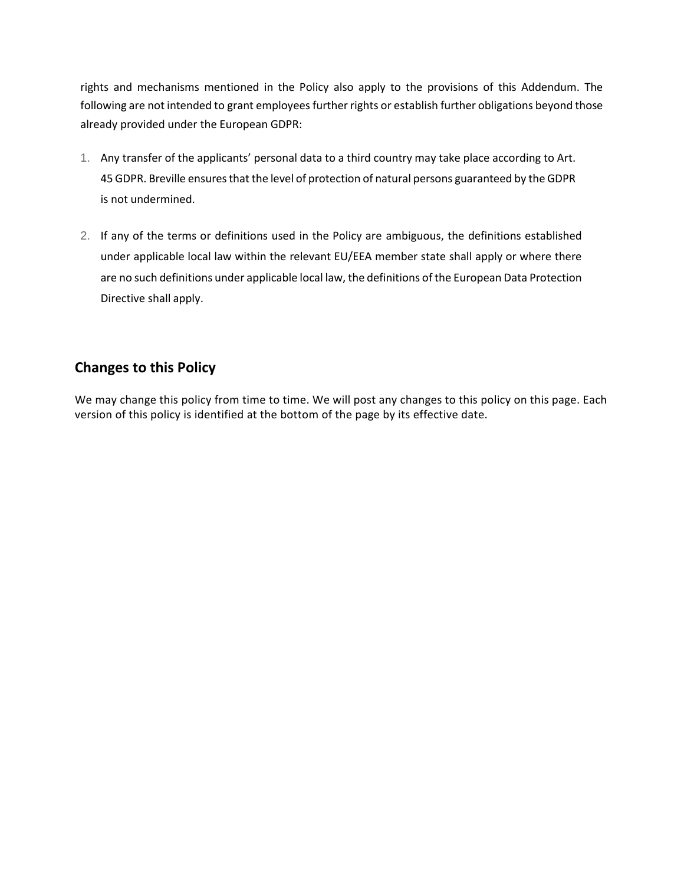rights and mechanisms mentioned in the Policy also apply to the provisions of this Addendum. The following are not intended to grant employees further rights or establish further obligations beyond those already provided under the European GDPR:

1. Any transfer of the applicants' personal data to a third country may take place according to Art. 45 GDPR. Breville ensures that the level of protection of natural persons guaranteed by the GDPR is not undermined.

2. If any of the terms or definitions used in the Policy are ambiguous, the definitions established under applicable local law within the relevant EU/EEA member state shall apply or where there are no such definitions under applicable local law, the definitions of the European Data Protection Directive shall apply.

## Changes to this Policy

We may change this policy from time to time. We will post any changes to this policy on this page. Each version of this policy is identified at the bottom of the page by its effective date.